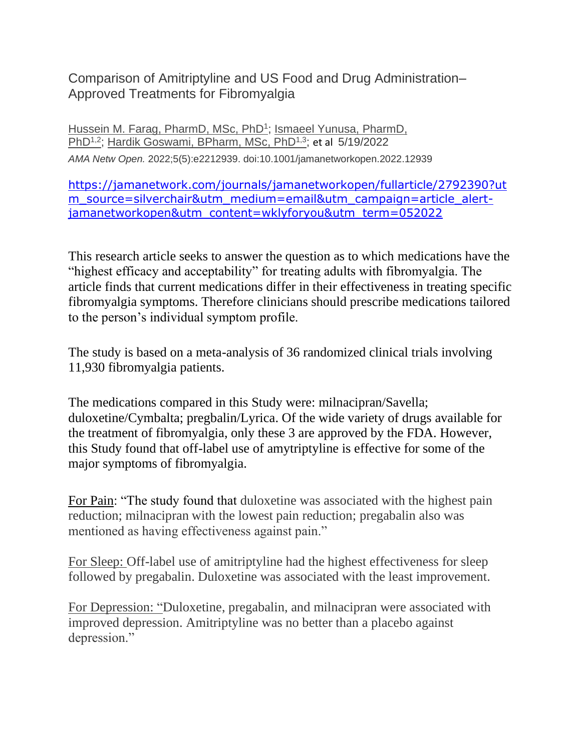# Comparison of Amitriptyline and US Food and Drug Administration–Approved Treatments for Fibromyalgia

Hussein M. Farag, PharmD, MSc, PhD[1]; Ismaeel Yunusa, PharmD, PhD[1,2]; Hardik Goswami, BPharm, MSc, PhD[1,3]; et al 5/19/2022

*AMA Netw Open.* 2022;5(5):e2212939. doi:10.1001/jamanetworkopen.2022.12939

https://jamanetwork.com/journals/jamanetworkopen/fullarticle/2792390?utm_source=silverchair&utm_medium=email&utm_campaign=article_alert-jamanetworkopen&utm_content=wklyforyou&utm_term=052022

This research article seeks to answer the question as to which medications have the "highest efficacy and acceptability" for treating adults with fibromyalgia. The article finds that current medications differ in their effectiveness in treating specific fibromyalgia symptoms. Therefore clinicians should prescribe medications tailored to the person's individual symptom profile.

The study is based on a meta-analysis of 36 randomized clinical trials involving 11,930 fibromyalgia patients.

The medications compared in this Study were: milnacipran/Savella; duloxetine/Cymbalta; pregbalin/Lyrica. Of the wide variety of drugs available for the treatment of fibromyalgia, only these 3 are approved by the FDA. However, this Study found that off-label use of amytriptyline is effective for some of the major symptoms of fibromyalgia.

For Pain: "The study found that duloxetine was associated with the highest pain reduction; milnacipran with the lowest pain reduction; pregabalin also was mentioned as having effectiveness against pain."

For Sleep: Off-label use of amitriptyline had the highest effectiveness for sleep followed by pregabalin. Duloxetine was associated with the least improvement.

For Depression: "Duloxetine, pregabalin, and milnacipran were associated with improved depression. Amitriptyline was no better than a placebo against depression."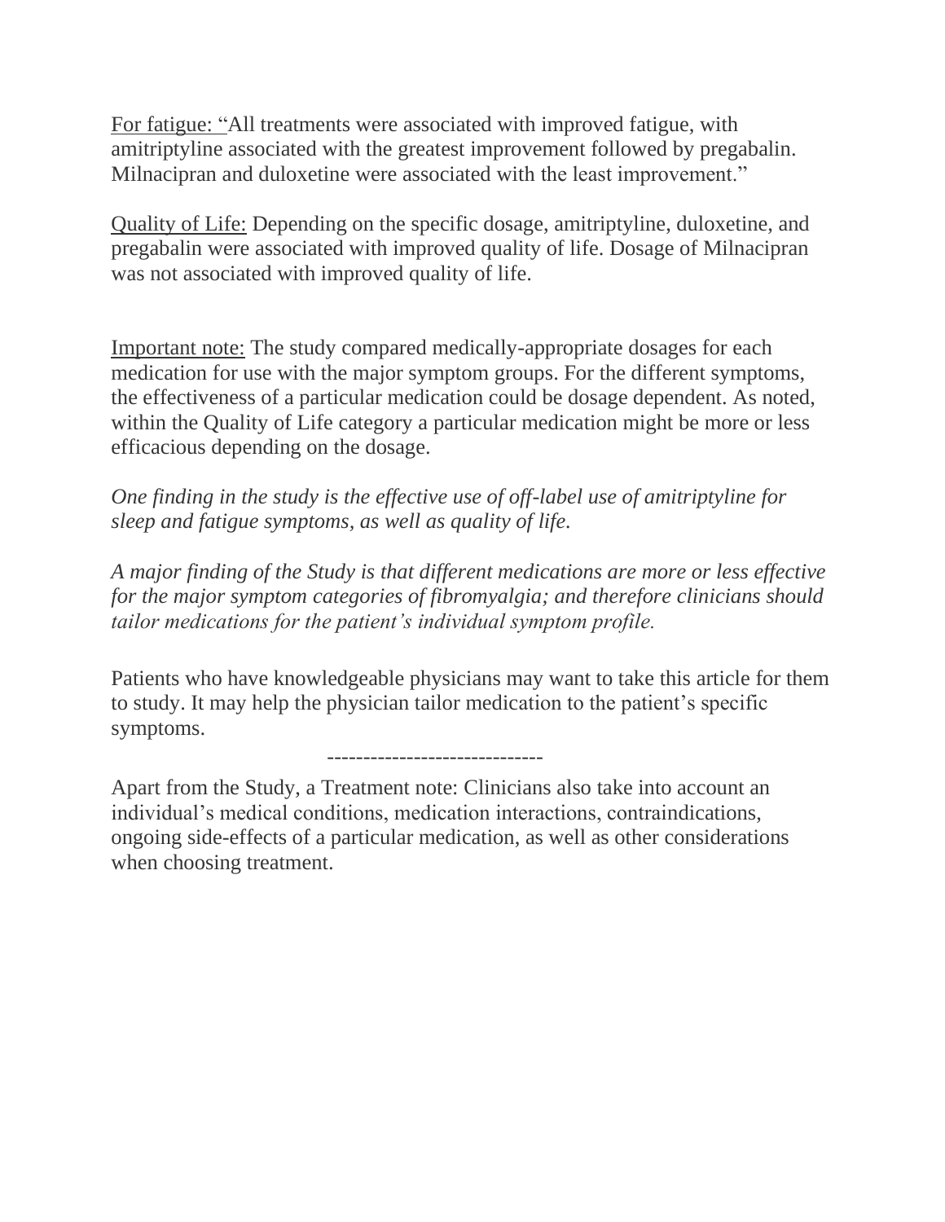<u>For fatigue: "</u>All treatments were associated with improved fatigue, with amitriptyline associated with the greatest improvement followed by pregabalin. Milnacipran and duloxetine were associated with the least improvement."

<u>Quality of Life:</u> Depending on the specific dosage, amitriptyline, duloxetine, and pregabalin were associated with improved quality of life. Dosage of Milnacipran was not associated with improved quality of life.

<u>Important note:</u> The study compared medically-appropriate dosages for each medication for use with the major symptom groups. For the different symptoms, the effectiveness of a particular medication could be dosage dependent. As noted, within the Quality of Life category a particular medication might be more or less efficacious depending on the dosage.

*One finding in the study is the effective use of off-label use of amitriptyline for sleep and fatigue symptoms, as well as quality of life.*

*A major finding of the Study is that different medications are more or less effective for the major symptom categories of fibromyalgia; and therefore clinicians should tailor medications for the patient's individual symptom profile.*

Patients who have knowledgeable physicians may want to take this article for them to study. It may help the physician tailor medication to the patient's specific symptoms.

------------------------------

Apart from the Study, a Treatment note: Clinicians also take into account an individual's medical conditions, medication interactions, contraindications, ongoing side-effects of a particular medication, as well as other considerations when choosing treatment.